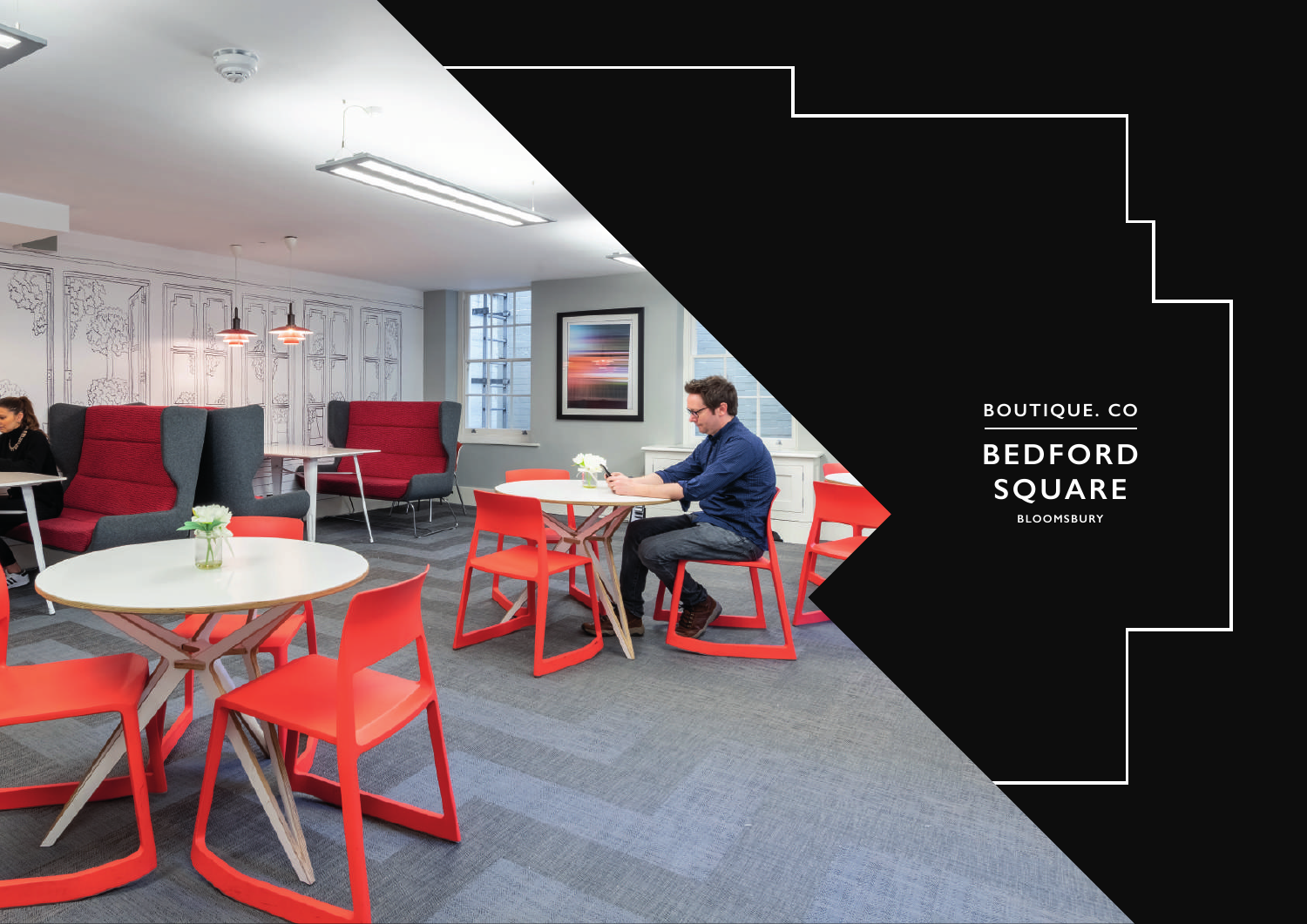BOUTIQUE. CO

# BEDFORD SQUARE

BLOOMSBURY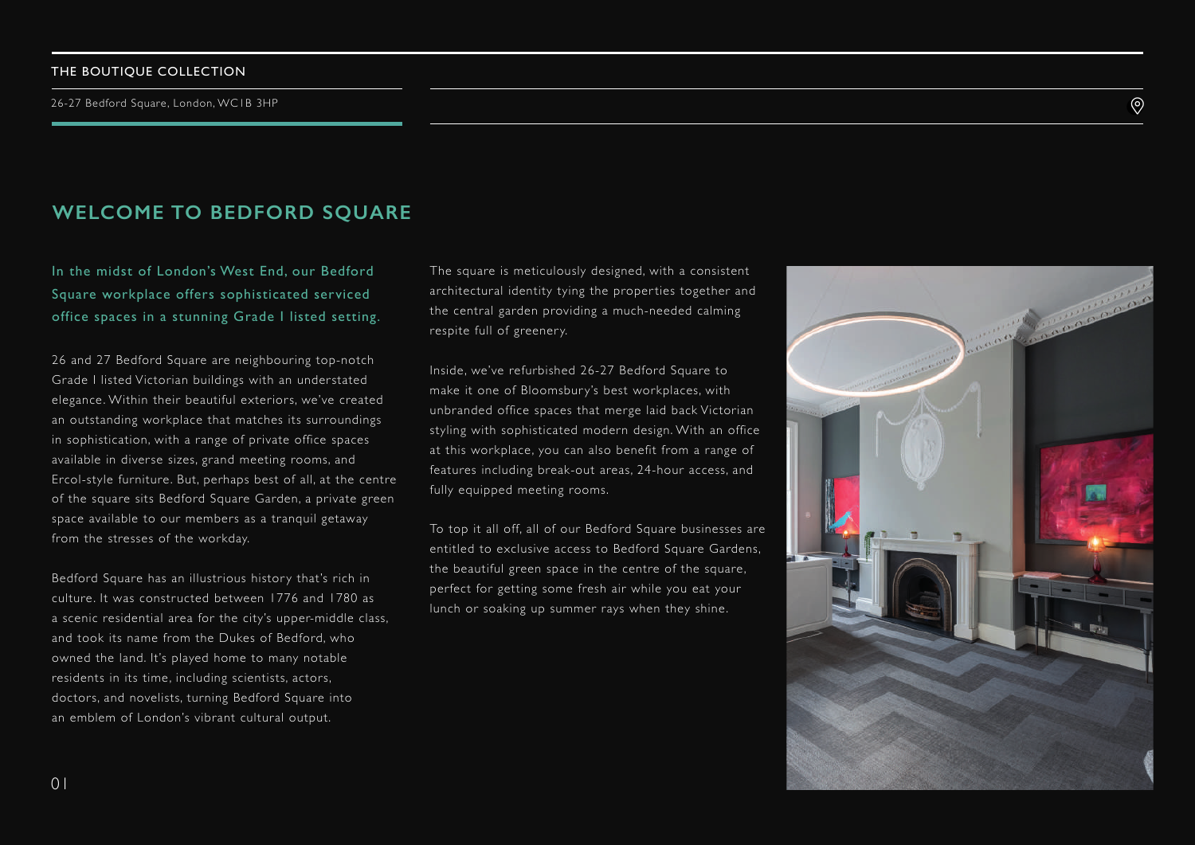THE BOUTIQUE COLLECTION

26-27 Bedford Square, London, WC1B 3HP

## WELCOME TO BEDFORD SQUARE

In the midst of London's West End, our Bedford Square workplace offers sophisticated serviced office spaces in a stunning Grade I listed setting.

26 and 27 Bedford Square are neighbouring top-notch Grade I listed Victorian buildings with an understated elegance. Within their beautiful exteriors, we've created an outstanding workplace that matches its surroundings in sophistication, with a range of private office spaces available in diverse sizes, grand meeting rooms, and Ercol-style furniture. But, perhaps best of all, at the centre of the square sits Bedford Square Garden, a private green space available to our members as a tranquil getaway from the stresses of the workday.

Bedford Square has an illustrious history that's rich in culture. It was constructed between 1776 and 1780 as a scenic residential area for the city's upper-middle class, and took its name from the Dukes of Bedford, who owned the land. It's played home to many notable residents in its time, including scientists, actors, doctors, and novelists, turning Bedford Square into an emblem of London's vibrant cultural output.

The square is meticulously designed, with a consistent architectural identity tying the properties together and the central garden providing a much-needed calming respite full of greenery.

Inside, we've refurbished 26-27 Bedford Square to make it one of Bloomsbury's best workplaces, with unbranded office spaces that merge laid back Victorian styling with sophisticated modern design. With an office at this workplace, you can also benefit from a range of features including break-out areas, 24-hour access, and fully equipped meeting rooms.

To top it all off, all of our Bedford Square businesses are entitled to exclusive access to Bedford Square Gardens, the beautiful green space in the centre of the square, perfect for getting some fresh air while you eat your lunch or soaking up summer rays when they shine.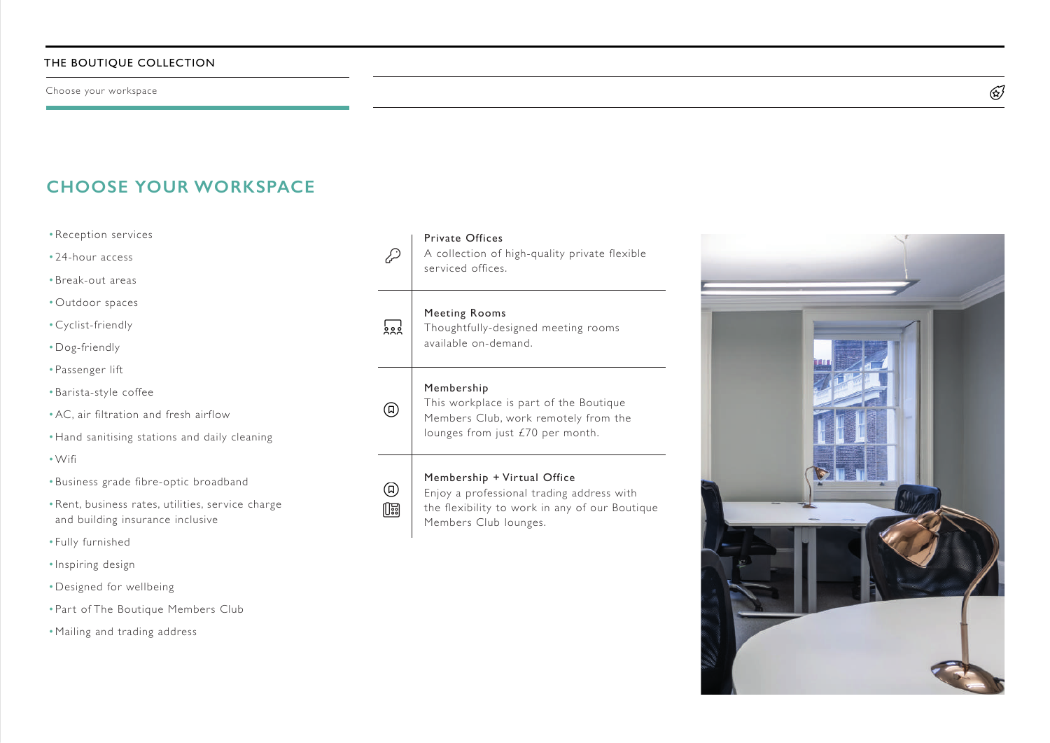# CHOOSE YOUR WORKSPACE

- Reception services
- 24-hour access
- Break-out areas
- Outdoor spaces
- Cyclist-friendly
- Dog-friendly
- Passenger lift
- Barista-style coffee
- AC, air filtration and fresh airflow
- Hand sanitising stations and daily cleaning
- Wifi
- Business grade fibre-optic broadband
- Rent, business rates, utilities, service charge and building insurance inclusive
- Fully furnished
- Inspiring design
- Designed for wellbeing
- Part of The Boutique Members Club
- Mailing and trading address

**Private Offices**
A collection of high-quality private flexible serviced offices.

**Meeting Rooms**
Thoughtfully-designed meeting rooms available on-demand.

**Membership**
This workplace is part of the Boutique Members Club, work remotely from the lounges from just £70 per month.

**Membership + Virtual Office**
Enjoy a professional trading address with the flexibility to work in any of our Boutique Members Club lounges.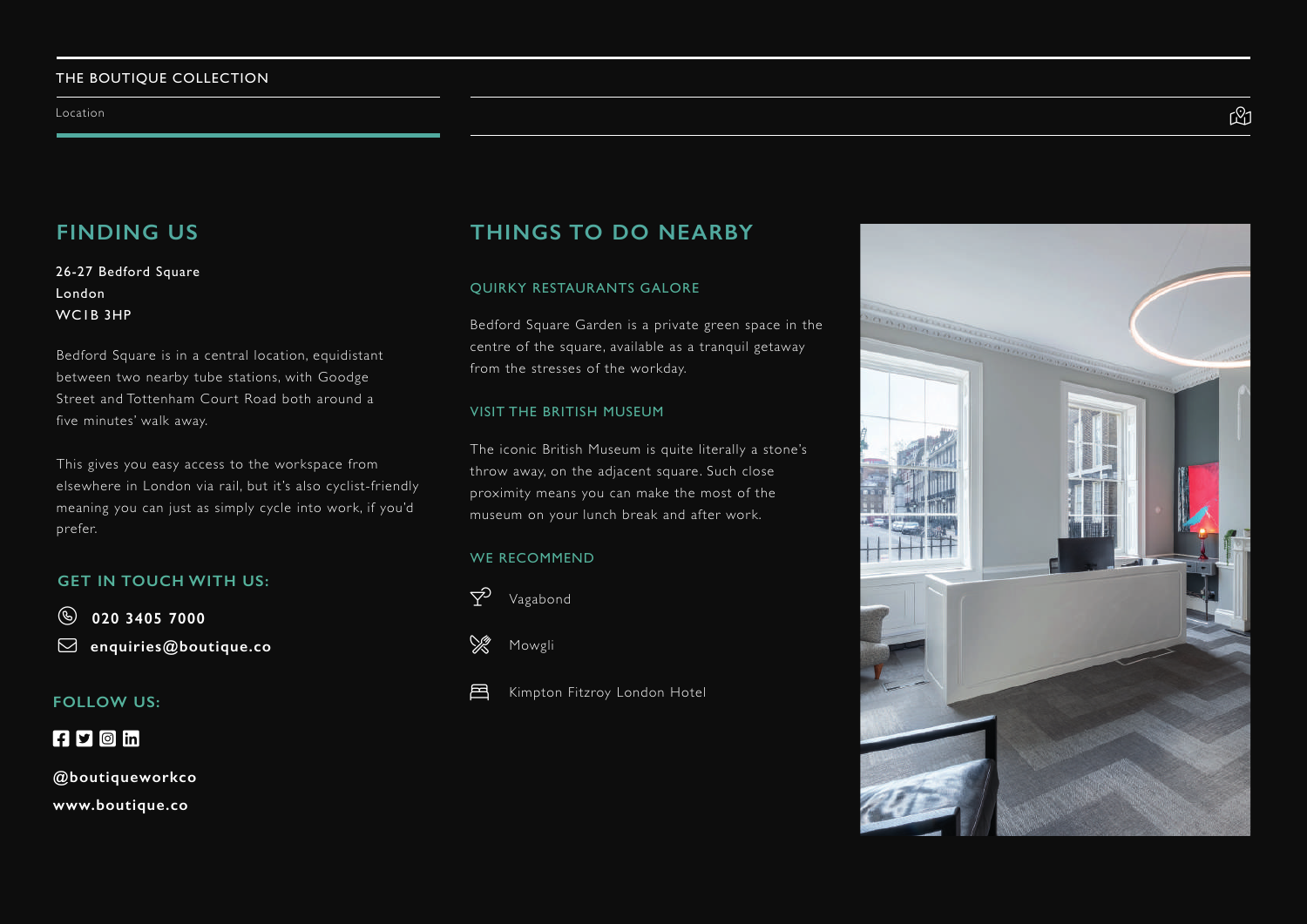THE BOUTIQUE COLLECTION

Location

## FINDING US

26-27 Bedford Square
London
WC1B 3HP

Bedford Square is in a central location, equidistant between two nearby tube stations, with Goodge Street and Tottenham Court Road both around a five minutes' walk away.

This gives you easy access to the workspace from elsewhere in London via rail, but it's also cyclist-friendly meaning you can just as simply cycle into work, if you'd prefer.

### GET IN TOUCH WITH US:

**020 3405 7000**

**enquiries@boutique.co**

### FOLLOW US:

**@boutiqueworkco**

**www.boutique.co**

## THINGS TO DO NEARBY

### QUIRKY RESTAURANTS GALORE

Bedford Square Garden is a private green space in the centre of the square, available as a tranquil getaway from the stresses of the workday.

### VISIT THE BRITISH MUSEUM

The iconic British Museum is quite literally a stone's throw away, on the adjacent square. Such close proximity means you can make the most of the museum on your lunch break and after work.

### WE RECOMMEND

- Vagabond
- Mowgli
- Kimpton Fitzroy London Hotel